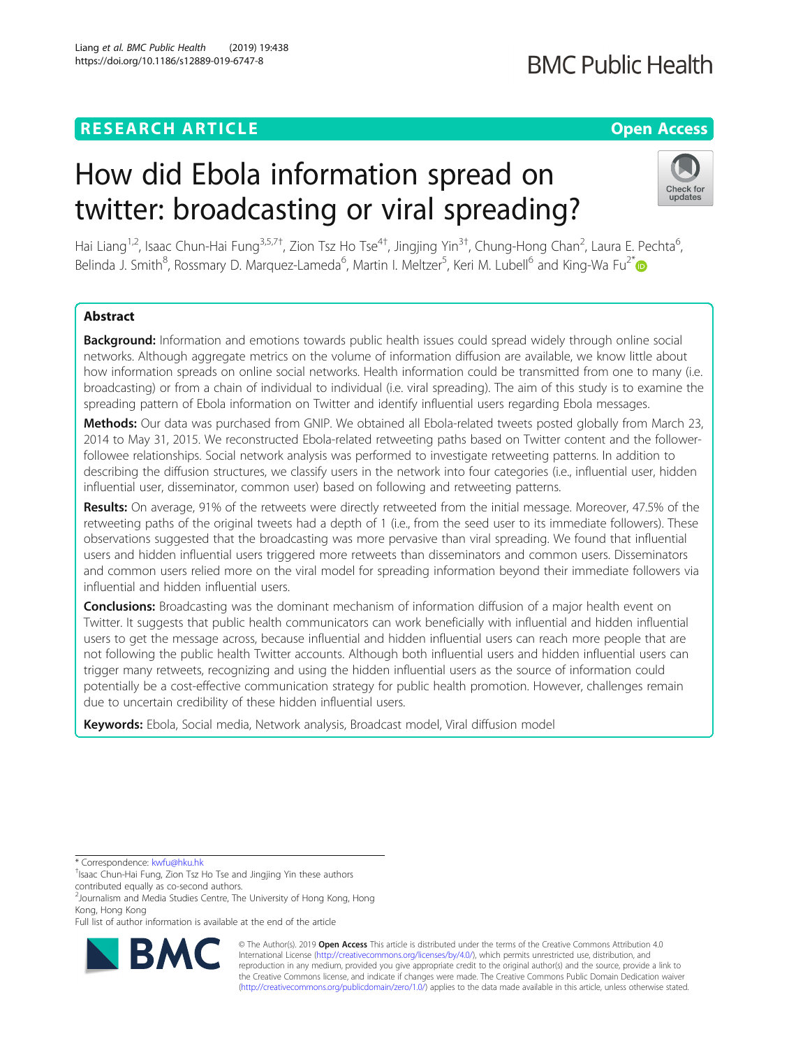RESEARCH ARTICLE

Open Access

# How did Ebola information spread on twitter: broadcasting or viral spreading?

Hai Liang[1,2], Isaac Chun-Hai Fung[3,5,7†], Zion Tsz Ho Tse[4†], Jingjing Yin[3†], Chung-Hong Chan[2], Laura E. Pechta[6], Belinda J. Smith[8], Rossmary D. Marquez-Lameda[6], Martin I. Meltzer[5], Keri M. Lubell[6] and King-Wa Fu[2*]

## Abstract

**Background:** Information and emotions towards public health issues could spread widely through online social networks. Although aggregate metrics on the volume of information diffusion are available, we know little about how information spreads on online social networks. Health information could be transmitted from one to many (i.e. broadcasting) or from a chain of individual to individual (i.e. viral spreading). The aim of this study is to examine the spreading pattern of Ebola information on Twitter and identify influential users regarding Ebola messages.

**Methods:** Our data was purchased from GNIP. We obtained all Ebola-related tweets posted globally from March 23, 2014 to May 31, 2015. We reconstructed Ebola-related retweeting paths based on Twitter content and the follower-followee relationships. Social network analysis was performed to investigate retweeting patterns. In addition to describing the diffusion structures, we classify users in the network into four categories (i.e., influential user, hidden influential user, disseminator, common user) based on following and retweeting patterns.

**Results:** On average, 91% of the retweets were directly retweeted from the initial message. Moreover, 47.5% of the retweeting paths of the original tweets had a depth of 1 (i.e., from the seed user to its immediate followers). These observations suggested that the broadcasting was more pervasive than viral spreading. We found that influential users and hidden influential users triggered more retweets than disseminators and common users. Disseminators and common users relied more on the viral model for spreading information beyond their immediate followers via influential and hidden influential users.

**Conclusions:** Broadcasting was the dominant mechanism of information diffusion of a major health event on Twitter. It suggests that public health communicators can work beneficially with influential and hidden influential users to get the message across, because influential and hidden influential users can reach more people that are not following the public health Twitter accounts. Although both influential users and hidden influential users can trigger many retweets, recognizing and using the hidden influential users as the source of information could potentially be a cost-effective communication strategy for public health promotion. However, challenges remain due to uncertain credibility of these hidden influential users.

**Keywords:** Ebola, Social media, Network analysis, Broadcast model, Viral diffusion model

---

* Correspondence: kwfu@hku.hk
†Isaac Chun-Hai Fung, Zion Tsz Ho Tse and Jingjing Yin these authors contributed equally as co-second authors.
[2]Journalism and Media Studies Centre, The University of Hong Kong, Hong Kong, Hong Kong
Full list of author information is available at the end of the article

© The Author(s). 2019 **Open Access** This article is distributed under the terms of the Creative Commons Attribution 4.0 International License (http://creativecommons.org/licenses/by/4.0/), which permits unrestricted use, distribution, and reproduction in any medium, provided you give appropriate credit to the original author(s) and the source, provide a link to the Creative Commons license, and indicate if changes were made. The Creative Commons Public Domain Dedication waiver (http://creativecommons.org/publicdomain/zero/1.0/) applies to the data made available in this article, unless otherwise stated.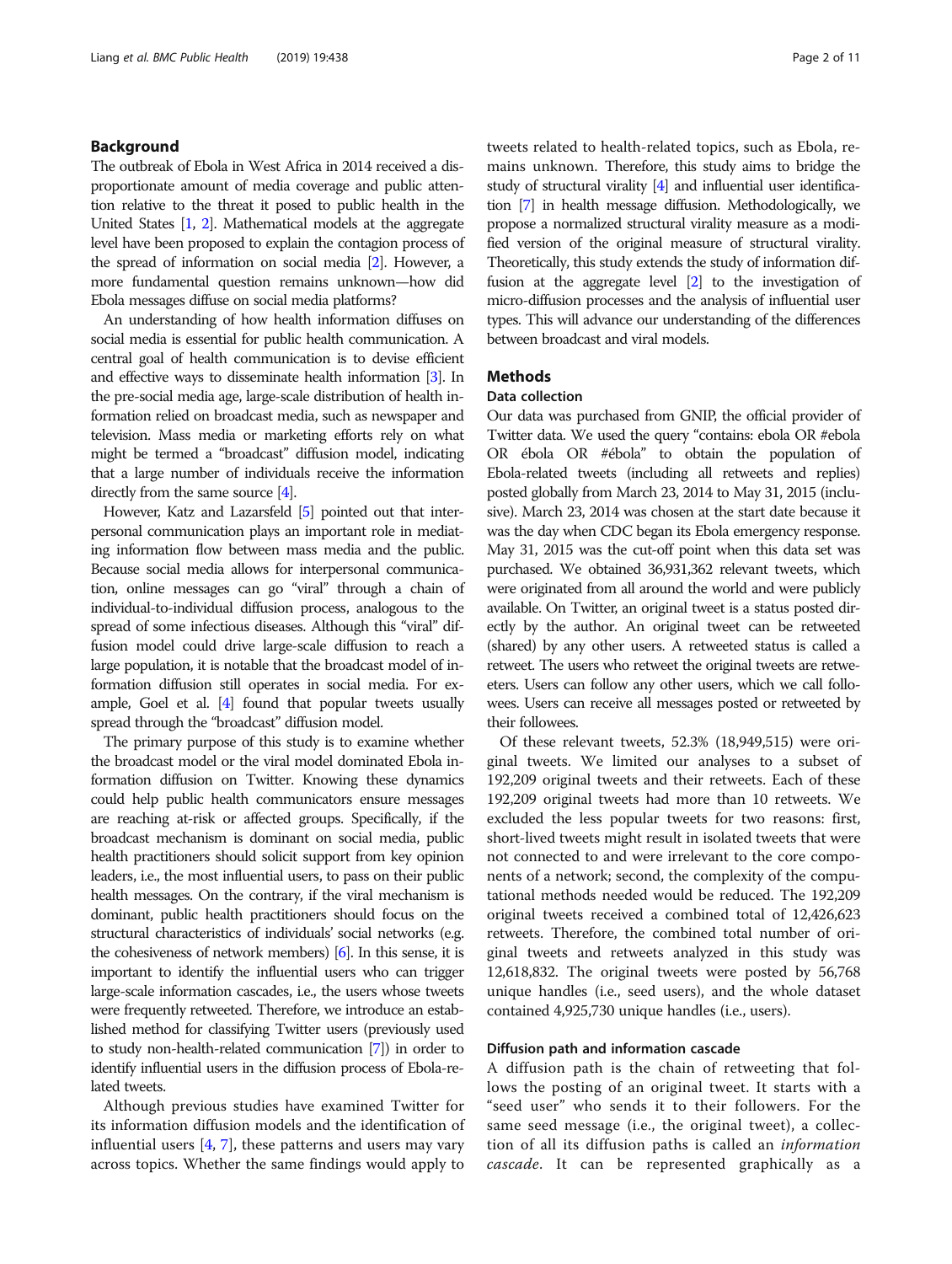## Background

The outbreak of Ebola in West Africa in 2014 received a disproportionate amount of media coverage and public attention relative to the threat it posed to public health in the United States [1, 2]. Mathematical models at the aggregate level have been proposed to explain the contagion process of the spread of information on social media [2]. However, a more fundamental question remains unknown—how did Ebola messages diffuse on social media platforms?

An understanding of how health information diffuses on social media is essential for public health communication. A central goal of health communication is to devise efficient and effective ways to disseminate health information [3]. In the pre-social media age, large-scale distribution of health information relied on broadcast media, such as newspaper and television. Mass media or marketing efforts rely on what might be termed a "broadcast" diffusion model, indicating that a large number of individuals receive the information directly from the same source [4].

However, Katz and Lazarsfeld [5] pointed out that interpersonal communication plays an important role in mediating information flow between mass media and the public. Because social media allows for interpersonal communication, online messages can go "viral" through a chain of individual-to-individual diffusion process, analogous to the spread of some infectious diseases. Although this "viral" diffusion model could drive large-scale diffusion to reach a large population, it is notable that the broadcast model of information diffusion still operates in social media. For example, Goel et al. [4] found that popular tweets usually spread through the "broadcast" diffusion model.

The primary purpose of this study is to examine whether the broadcast model or the viral model dominated Ebola information diffusion on Twitter. Knowing these dynamics could help public health communicators ensure messages are reaching at-risk or affected groups. Specifically, if the broadcast mechanism is dominant on social media, public health practitioners should solicit support from key opinion leaders, i.e., the most influential users, to pass on their public health messages. On the contrary, if the viral mechanism is dominant, public health practitioners should focus on the structural characteristics of individuals' social networks (e.g. the cohesiveness of network members) [6]. In this sense, it is important to identify the influential users who can trigger large-scale information cascades, i.e., the users whose tweets were frequently retweeted. Therefore, we introduce an established method for classifying Twitter users (previously used to study non-health-related communication [7]) in order to identify influential users in the diffusion process of Ebola-related tweets.

Although previous studies have examined Twitter for its information diffusion models and the identification of influential users [4, 7], these patterns and users may vary across topics. Whether the same findings would apply to tweets related to health-related topics, such as Ebola, remains unknown. Therefore, this study aims to bridge the study of structural virality [4] and influential user identification [7] in health message diffusion. Methodologically, we propose a normalized structural virality measure as a modified version of the original measure of structural virality. Theoretically, this study extends the study of information diffusion at the aggregate level [2] to the investigation of micro-diffusion processes and the analysis of influential user types. This will advance our understanding of the differences between broadcast and viral models.

## Methods

### Data collection

Our data was purchased from GNIP, the official provider of Twitter data. We used the query "contains: ebola OR #ebola OR ébola OR #ébola" to obtain the population of Ebola-related tweets (including all retweets and replies) posted globally from March 23, 2014 to May 31, 2015 (inclusive). March 23, 2014 was chosen at the start date because it was the day when CDC began its Ebola emergency response. May 31, 2015 was the cut-off point when this data set was purchased. We obtained 36,931,362 relevant tweets, which were originated from all around the world and were publicly available. On Twitter, an original tweet is a status posted directly by the author. An original tweet can be retweeted (shared) by any other users. A retweeted status is called a retweet. The users who retweet the original tweets are retweeters. Users can follow any other users, which we call followees. Users can receive all messages posted or retweeted by their followees.

Of these relevant tweets, 52.3% (18,949,515) were original tweets. We limited our analyses to a subset of 192,209 original tweets and their retweets. Each of these 192,209 original tweets had more than 10 retweets. We excluded the less popular tweets for two reasons: first, short-lived tweets might result in isolated tweets that were not connected to and were irrelevant to the core components of a network; second, the complexity of the computational methods needed would be reduced. The 192,209 original tweets received a combined total of 12,426,623 retweets. Therefore, the combined total number of original tweets and retweets analyzed in this study was 12,618,832. The original tweets were posted by 56,768 unique handles (i.e., seed users), and the whole dataset contained 4,925,730 unique handles (i.e., users).

### Diffusion path and information cascade

A diffusion path is the chain of retweeting that follows the posting of an original tweet. It starts with a "seed user" who sends it to their followers. For the same seed message (i.e., the original tweet), a collection of all its diffusion paths is called an *information cascade*. It can be represented graphically as a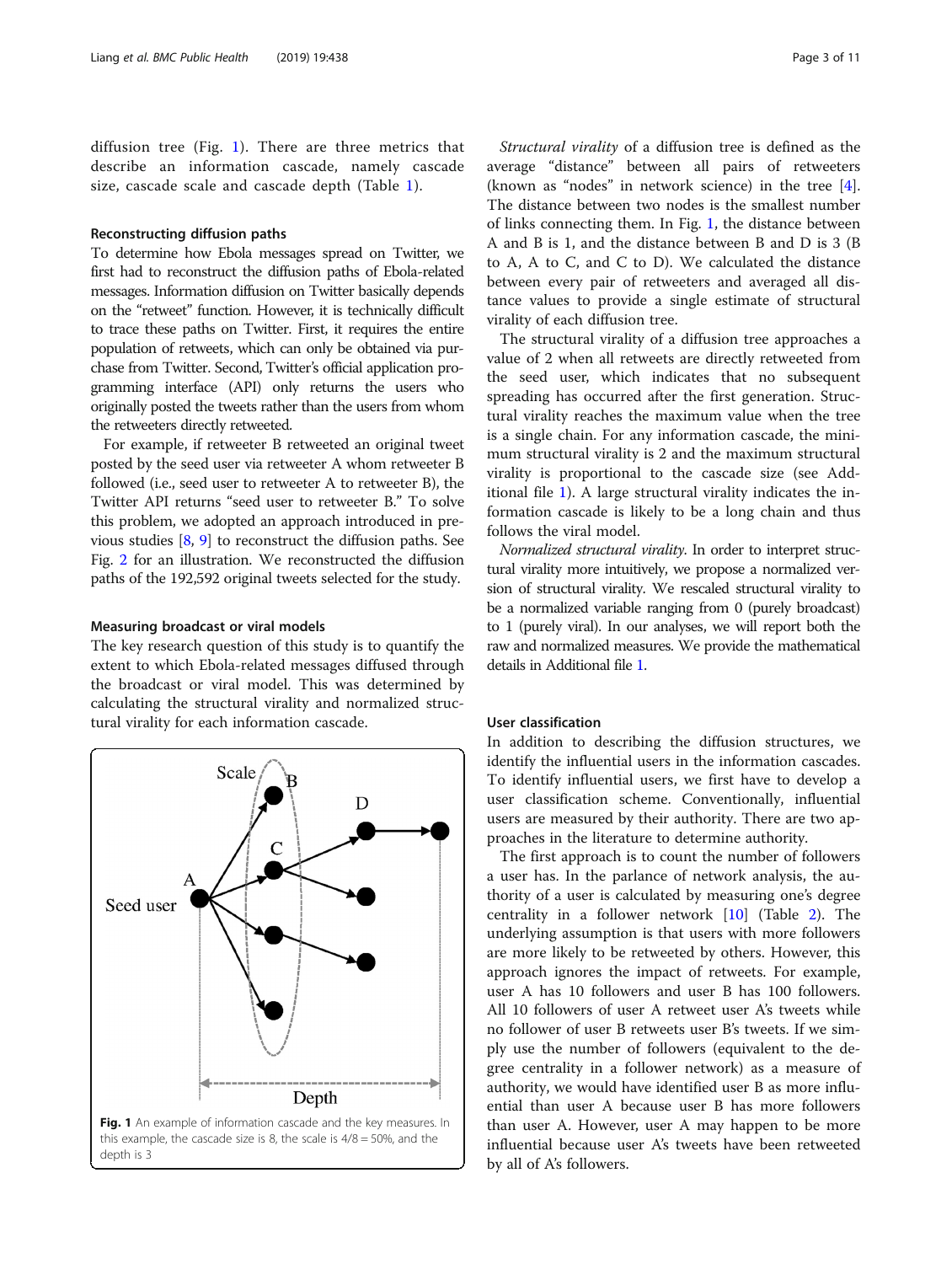diffusion tree (Fig. 1). There are three metrics that describe an information cascade, namely cascade size, cascade scale and cascade depth (Table 1).

### Reconstructing diffusion paths

To determine how Ebola messages spread on Twitter, we first had to reconstruct the diffusion paths of Ebola-related messages. Information diffusion on Twitter basically depends on the "retweet" function. However, it is technically difficult to trace these paths on Twitter. First, it requires the entire population of retweets, which can only be obtained via purchase from Twitter. Second, Twitter's official application programming interface (API) only returns the users who originally posted the tweets rather than the users from whom the retweeters directly retweeted.

For example, if retweeter B retweeted an original tweet posted by the seed user via retweeter A whom retweeter B followed (i.e., seed user to retweeter A to retweeter B), the Twitter API returns "seed user to retweeter B." To solve this problem, we adopted an approach introduced in previous studies [8, 9] to reconstruct the diffusion paths. See Fig. 2 for an illustration. We reconstructed the diffusion paths of the 192,592 original tweets selected for the study.

### Measuring broadcast or viral models

The key research question of this study is to quantify the extent to which Ebola-related messages diffused through the broadcast or viral model. This was determined by calculating the structural virality and normalized structural virality for each information cascade.

**Fig. 1** An example of information cascade and the key measures. In this example, the cascade size is 8, the scale is 4/8 = 50%, and the depth is 3

*Structural virality* of a diffusion tree is defined as the average "distance" between all pairs of retweeters (known as "nodes" in network science) in the tree [4]. The distance between two nodes is the smallest number of links connecting them. In Fig. 1, the distance between A and B is 1, and the distance between B and D is 3 (B to A, A to C, and C to D). We calculated the distance between every pair of retweeters and averaged all distance values to provide a single estimate of structural virality of each diffusion tree.

The structural virality of a diffusion tree approaches a value of 2 when all retweets are directly retweeted from the seed user, which indicates that no subsequent spreading has occurred after the first generation. Structural virality reaches the maximum value when the tree is a single chain. For any information cascade, the minimum structural virality is 2 and the maximum structural virality is proportional to the cascade size (see Additional file 1). A large structural virality indicates the information cascade is likely to be a long chain and thus follows the viral model.

*Normalized structural virality.* In order to interpret structural virality more intuitively, we propose a normalized version of structural virality. We rescaled structural virality to be a normalized variable ranging from 0 (purely broadcast) to 1 (purely viral). In our analyses, we will report both the raw and normalized measures. We provide the mathematical details in Additional file 1.

### User classification

In addition to describing the diffusion structures, we identify the influential users in the information cascades. To identify influential users, we first have to develop a user classification scheme. Conventionally, influential users are measured by their authority. There are two approaches in the literature to determine authority.

The first approach is to count the number of followers a user has. In the parlance of network analysis, the authority of a user is calculated by measuring one's degree centrality in a follower network [10] (Table 2). The underlying assumption is that users with more followers are more likely to be retweeted by others. However, this approach ignores the impact of retweets. For example, user A has 10 followers and user B has 100 followers. All 10 followers of user A retweet user A's tweets while no follower of user B retweets user B's tweets. If we simply use the number of followers (equivalent to the degree centrality in a follower network) as a measure of authority, we would have identified user B as more influential than user A because user B has more followers than user A. However, user A may happen to be more influential because user A's tweets have been retweeted by all of A's followers.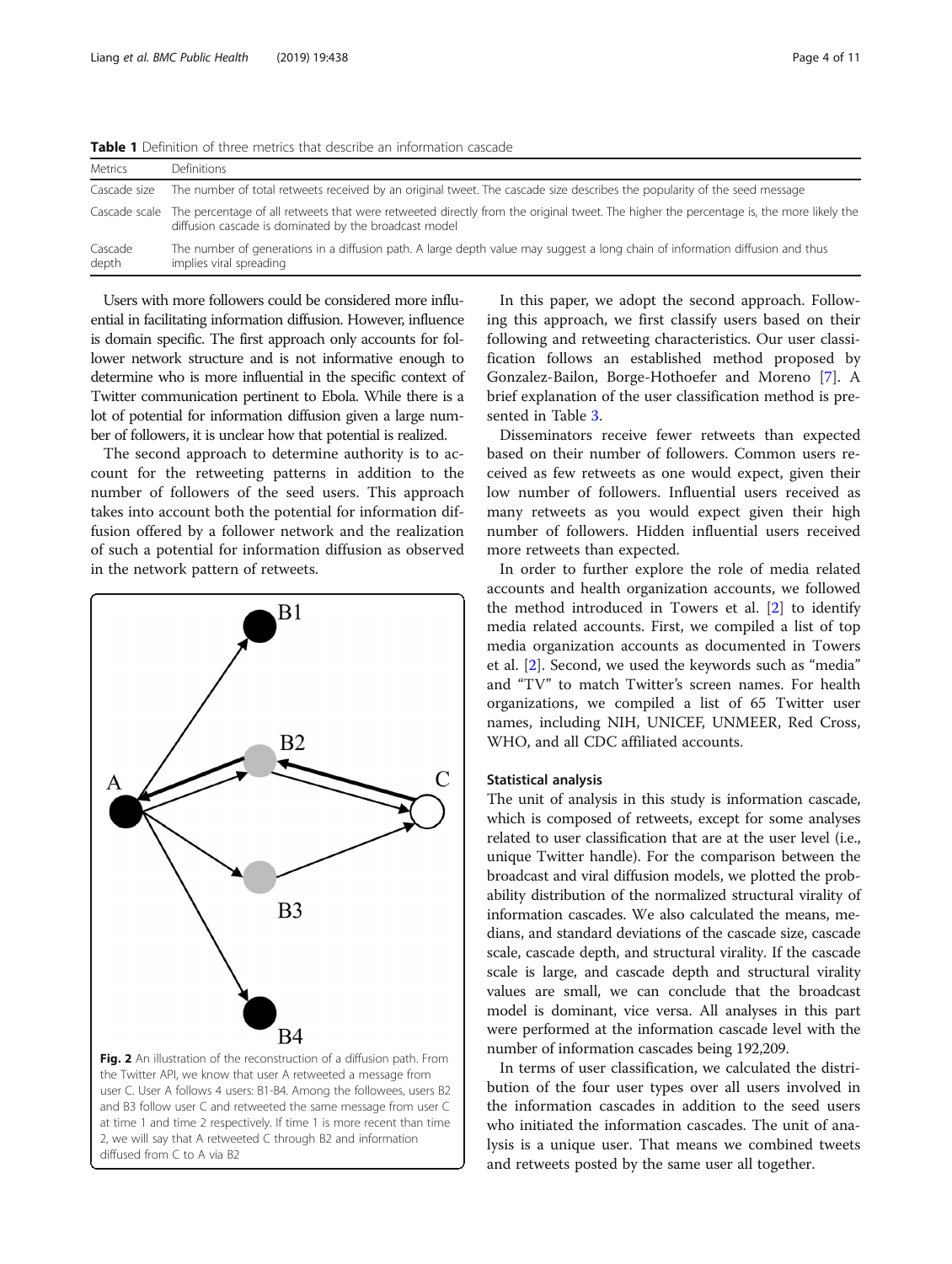**Table 1** Definition of three metrics that describe an information cascade

| Metrics | Definitions |
| --- | --- |
| Cascade size | The number of total retweets received by an original tweet. The cascade size describes the popularity of the seed message |
| Cascade scale | The percentage of all retweets that were retweeted directly from the original tweet. The higher the percentage is, the more likely the diffusion cascade is dominated by the broadcast model |
| Cascade depth | The number of generations in a diffusion path. A large depth value may suggest a long chain of information diffusion and thus implies viral spreading |

Users with more followers could be considered more influential in facilitating information diffusion. However, influence is domain specific. The first approach only accounts for follower network structure and is not informative enough to determine who is more influential in the specific context of Twitter communication pertinent to Ebola. While there is a lot of potential for information diffusion given a large number of followers, it is unclear how that potential is realized.

The second approach to determine authority is to account for the retweeting patterns in addition to the number of followers of the seed users. This approach takes into account both the potential for information diffusion offered by a follower network and the realization of such a potential for information diffusion as observed in the network pattern of retweets.

**Fig. 2** An illustration of the reconstruction of a diffusion path. From the Twitter API, we know that user A retweeted a message from user C. User A follows 4 users: B1-B4. Among the followees, users B2 and B3 follow user C and retweeted the same message from user C at time 1 and time 2 respectively. If time 1 is more recent than time 2, we will say that A retweeted C through B2 and information diffused from C to A via B2

In this paper, we adopt the second approach. Following this approach, we first classify users based on their following and retweeting characteristics. Our user classification follows an established method proposed by Gonzalez-Bailon, Borge-Hothoefer and Moreno [7]. A brief explanation of the user classification method is presented in Table 3.

Disseminators receive fewer retweets than expected based on their number of followers. Common users received as few retweets as one would expect, given their low number of followers. Influential users received as many retweets as you would expect given their high number of followers. Hidden influential users received more retweets than expected.

In order to further explore the role of media related accounts and health organization accounts, we followed the method introduced in Towers et al. [2] to identify media related accounts. First, we compiled a list of top media organization accounts as documented in Towers et al. [2]. Second, we used the keywords such as "media" and "TV" to match Twitter's screen names. For health organizations, we compiled a list of 65 Twitter user names, including NIH, UNICEF, UNMEER, Red Cross, WHO, and all CDC affiliated accounts.

### Statistical analysis

The unit of analysis in this study is information cascade, which is composed of retweets, except for some analyses related to user classification that are at the user level (i.e., unique Twitter handle). For the comparison between the broadcast and viral diffusion models, we plotted the probability distribution of the normalized structural virality of information cascades. We also calculated the means, medians, and standard deviations of the cascade size, cascade scale, cascade depth, and structural virality. If the cascade scale is large, and cascade depth and structural virality values are small, we can conclude that the broadcast model is dominant, vice versa. All analyses in this part were performed at the information cascade level with the number of information cascades being 192,209.

In terms of user classification, we calculated the distribution of the four user types over all users involved in the information cascades in addition to the seed users who initiated the information cascades. The unit of analysis is a unique user. That means we combined tweets and retweets posted by the same user all together.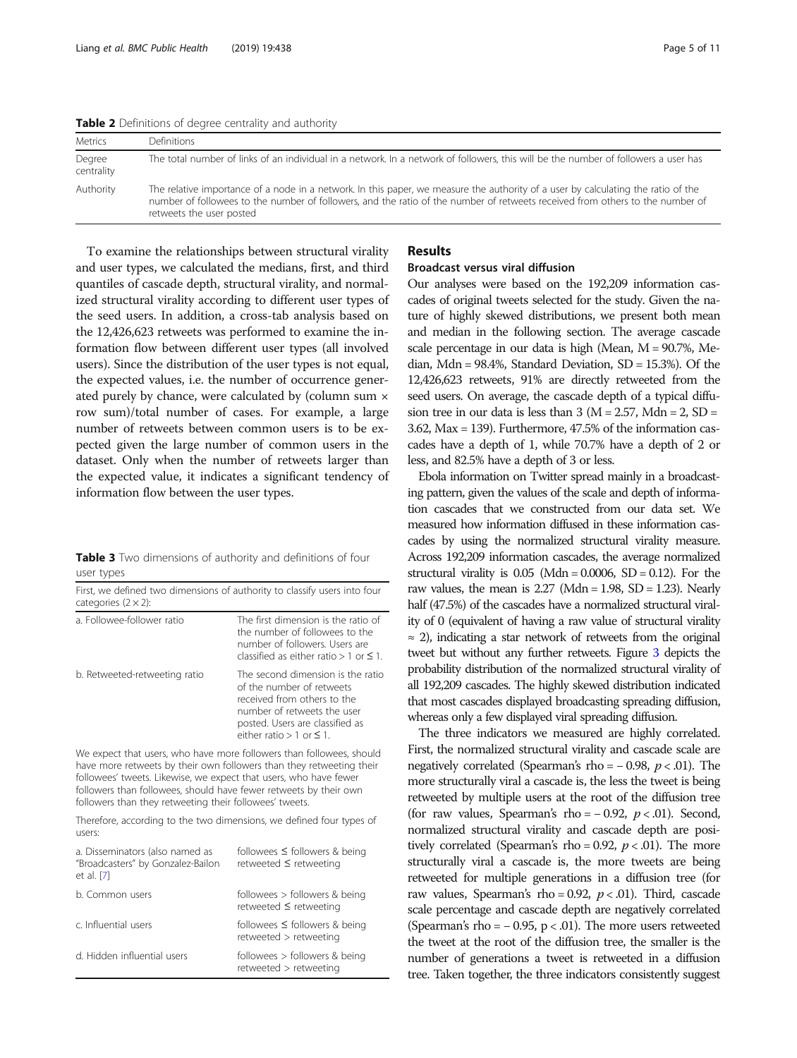**Table 2** Definitions of degree centrality and authority

| Metrics | Definitions |
| --- | --- |
| Degree centrality | The total number of links of an individual in a network. In a network of followers, this will be the number of followers a user has |
| Authority | The relative importance of a node in a network. In this paper, we measure the authority of a user by calculating the ratio of the number of followees to the number of followers, and the ratio of the number of retweets received from others to the number of retweets the user posted |

To examine the relationships between structural virality and user types, we calculated the medians, first, and third quantiles of cascade depth, structural virality, and normalized structural virality according to different user types of the seed users. In addition, a cross-tab analysis based on the 12,426,623 retweets was performed to examine the information flow between different user types (all involved users). Since the distribution of the user types is not equal, the expected values, i.e. the number of occurrence generated purely by chance, were calculated by (column sum × row sum)/total number of cases. For example, a large number of retweets between common users is to be expected given the large number of common users in the dataset. Only when the number of retweets larger than the expected value, it indicates a significant tendency of information flow between the user types.

**Table 3** Two dimensions of authority and definitions of four user types

| First, we defined two dimensions of authority to classify users into four categories (2 × 2): | |
| --- | --- |
| a. Followee-follower ratio | The first dimension is the ratio of the number of followees to the number of followers. Users are classified as either ratio > 1 or ≤ 1. |
| b. Retweeted-retweeting ratio | The second dimension is the ratio of the number of retweets received from others to the number of retweets the user posted. Users are classified as either ratio > 1 or ≤ 1. |
| We expect that users, who have more followers than followees, should have more retweets by their own followers than they retweeting their followees' tweets. Likewise, we expect that users, who have fewer followers than followees, should have fewer retweets by their own followers than they retweeting their followees' tweets. | |
| Therefore, according to the two dimensions, we defined four types of users: | |
| a. Disseminators (also named as "Broadcasters" by Gonzalez-Bailon et al. [7] | followees ≤ followers & being retweeted ≤ retweeting |
| b. Common users | followees > followers & being retweeted ≤ retweeting |
| c. Influential users | followees ≤ followers & being retweeted > retweeting |
| d. Hidden influential users | followees > followers & being retweeted > retweeting |

## Results

### Broadcast versus viral diffusion

Our analyses were based on the 192,209 information cascades of original tweets selected for the study. Given the nature of highly skewed distributions, we present both mean and median in the following section. The average cascade scale percentage in our data is high (Mean, M = 90.7%, Median, Mdn = 98.4%, Standard Deviation, SD = 15.3%). Of the 12,426,623 retweets, 91% are directly retweeted from the seed users. On average, the cascade depth of a typical diffusion tree in our data is less than 3 (M = 2.57, Mdn = 2, SD = 3.62, Max = 139). Furthermore, 47.5% of the information cascades have a depth of 1, while 70.7% have a depth of 2 or less, and 82.5% have a depth of 3 or less.

Ebola information on Twitter spread mainly in a broadcasting pattern, given the values of the scale and depth of information cascades that we constructed from our data set. We measured how information diffused in these information cascades by using the normalized structural virality measure. Across 192,209 information cascades, the average normalized structural virality is 0.05 (Mdn = 0.0006, SD = 0.12). For the raw values, the mean is 2.27 (Mdn = 1.98, SD = 1.23). Nearly half (47.5%) of the cascades have a normalized structural virality of 0 (equivalent of having a raw value of structural virality ≈ 2), indicating a star network of retweets from the original tweet but without any further retweets. Figure 3 depicts the probability distribution of the normalized structural virality of all 192,209 cascades. The highly skewed distribution indicated that most cascades displayed broadcasting spreading diffusion, whereas only a few displayed viral spreading diffusion.

The three indicators we measured are highly correlated. First, the normalized structural virality and cascade scale are negatively correlated (Spearman's rho = − 0.98, $p < .01$). The more structurally viral a cascade is, the less the tweet is being retweeted by multiple users at the root of the diffusion tree (for raw values, Spearman's rho = − 0.92, $p < .01$). Second, normalized structural virality and cascade depth are positively correlated (Spearman's rho = 0.92, $p < .01$). The more structurally viral a cascade is, the more tweets are being retweeted for multiple generations in a diffusion tree (for raw values, Spearman's rho = 0.92, $p < .01$). Third, cascade scale percentage and cascade depth are negatively correlated (Spearman's rho = − 0.95, $p < .01$). The more users retweeted the tweet at the root of the diffusion tree, the smaller is the number of generations a tweet is retweeted in a diffusion tree. Taken together, the three indicators consistently suggest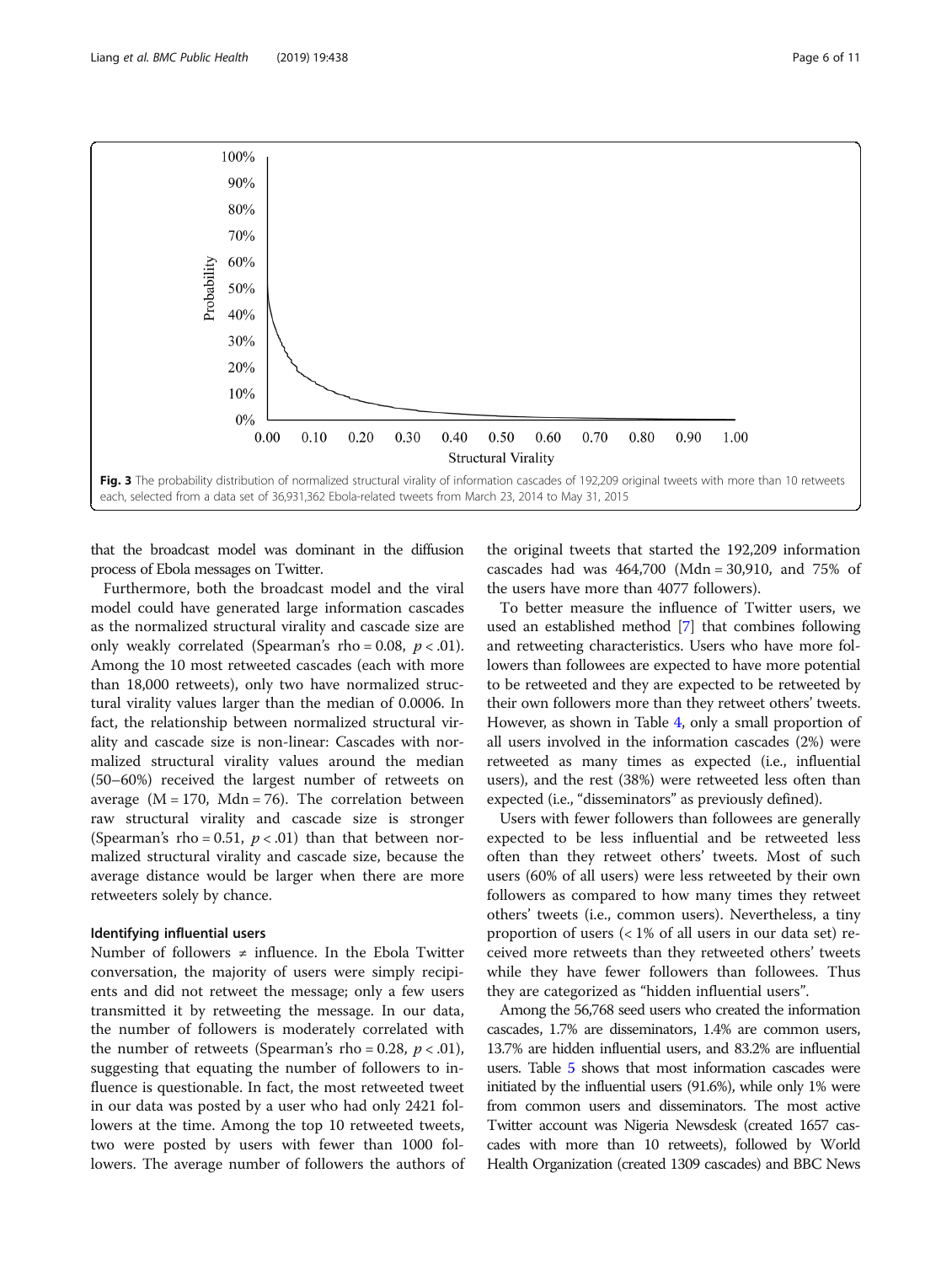Fig. 3 The probability distribution of normalized structural virality of information cascades of 192,209 original tweets with more than 10 retweets each, selected from a data set of 36,931,362 Ebola-related tweets from March 23, 2014 to May 31, 2015

that the broadcast model was dominant in the diffusion process of Ebola messages on Twitter.

Furthermore, both the broadcast model and the viral model could have generated large information cascades as the normalized structural virality and cascade size are only weakly correlated (Spearman's rho = 0.08, $p < .01$). Among the 10 most retweeted cascades (each with more than 18,000 retweets), only two have normalized structural virality values larger than the median of 0.0006. In fact, the relationship between normalized structural virality and cascade size is non-linear: Cascades with normalized structural virality values around the median (50–60%) received the largest number of retweets on average (M = 170, Mdn = 76). The correlation between raw structural virality and cascade size is stronger (Spearman's rho = 0.51, $p < .01$) than that between normalized structural virality and cascade size, because the average distance would be larger when there are more retweeters solely by chance.

### Identifying influential users

Number of followers ≠ influence. In the Ebola Twitter conversation, the majority of users were simply recipients and did not retweet the message; only a few users transmitted it by retweeting the message. In our data, the number of followers is moderately correlated with the number of retweets (Spearman's rho = 0.28, $p < .01$), suggesting that equating the number of followers to influence is questionable. In fact, the most retweeted tweet in our data was posted by a user who had only 2421 followers at the time. Among the top 10 retweeted tweets, two were posted by users with fewer than 1000 followers. The average number of followers the authors of the original tweets that started the 192,209 information cascades had was 464,700 (Mdn = 30,910, and 75% of the users have more than 4077 followers).

To better measure the influence of Twitter users, we used an established method [7] that combines following and retweeting characteristics. Users who have more followers than followees are expected to have more potential to be retweeted and they are expected to be retweeted by their own followers more than they retweet others' tweets. However, as shown in Table 4, only a small proportion of all users involved in the information cascades (2%) were retweeted as many times as expected (i.e., influential users), and the rest (38%) were retweeted less often than expected (i.e., "disseminators" as previously defined).

Users with fewer followers than followees are generally expected to be less influential and be retweeted less often than they retweet others' tweets. Most of such users (60% of all users) were less retweeted by their own followers as compared to how many times they retweet others' tweets (i.e., common users). Nevertheless, a tiny proportion of users (< 1% of all users in our data set) received more retweets than they retweeted others' tweets while they have fewer followers than followees. Thus they are categorized as "hidden influential users".

Among the 56,768 seed users who created the information cascades, 1.7% are disseminators, 1.4% are common users, 13.7% are hidden influential users, and 83.2% are influential users. Table 5 shows that most information cascades were initiated by the influential users (91.6%), while only 1% were from common users and disseminators. The most active Twitter account was Nigeria Newsdesk (created 1657 cascades with more than 10 retweets), followed by World Health Organization (created 1309 cascades) and BBC News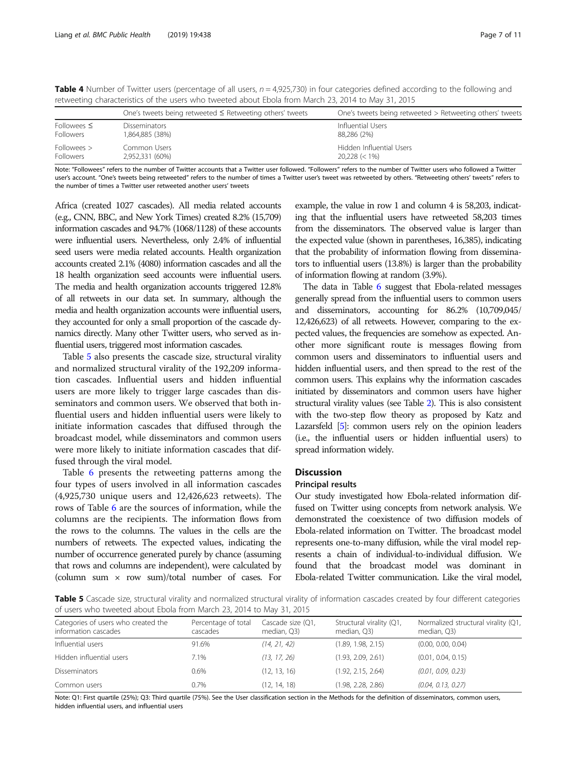**Table 4** Number of Twitter users (percentage of all users, $n = 4,925,730$) in four categories defined according to the following and retweeting characteristics of the users who tweeted about Ebola from March 23, 2014 to May 31, 2015

| | One's tweets being retweeted ≤ Retweeting others' tweets | One's tweets being retweeted > Retweeting others' tweets |
|---|---|---|
| Followees ≤ Followers | Disseminators 1,864,885 (38%) | Influential Users 88,286 (2%) |
| Followees > Followers | Common Users 2,952,331 (60%) | Hidden Influential Users 20,228 (< 1%) |

Note: "Followees" refers to the number of Twitter accounts that a Twitter user followed. "Followers" refers to the number of Twitter users who followed a Twitter user's account. "One's tweets being retweeted" refers to the number of times a Twitter user's tweet was retweeted by others. "Retweeting others' tweets" refers to the number of times a Twitter user retweeted another users' tweets

Africa (created 1027 cascades). All media related accounts (e.g., CNN, BBC, and New York Times) created 8.2% (15,709) information cascades and 94.7% (1068/1128) of these accounts were influential users. Nevertheless, only 2.4% of influential seed users were media related accounts. Health organization accounts created 2.1% (4080) information cascades and all the 18 health organization seed accounts were influential users. The media and health organization accounts triggered 12.8% of all retweets in our data set. In summary, although the media and health organization accounts were influential users, they accounted for only a small proportion of the cascade dynamics directly. Many other Twitter users, who served as influential users, triggered most information cascades.

Table 5 also presents the cascade size, structural virality and normalized structural virality of the 192,209 information cascades. Influential users and hidden influential users are more likely to trigger large cascades than disseminators and common users. We observed that both influential users and hidden influential users were likely to initiate information cascades that diffused through the broadcast model, while disseminators and common users were more likely to initiate information cascades that diffused through the viral model.

Table 6 presents the retweeting patterns among the four types of users involved in all information cascades (4,925,730 unique users and 12,426,623 retweets). The rows of Table 6 are the sources of information, while the columns are the recipients. The information flows from the rows to the columns. The values in the cells are the numbers of retweets. The expected values, indicating the number of occurrence generated purely by chance (assuming that rows and columns are independent), were calculated by (column sum × row sum)/total number of cases. For example, the value in row 1 and column 4 is 58,203, indicating that the influential users have retweeted 58,203 times from the disseminators. The observed value is larger than the expected value (shown in parentheses, 16,385), indicating that the probability of information flowing from disseminators to influential users (13.8%) is larger than the probability of information flowing at random (3.9%).

The data in Table 6 suggest that Ebola-related messages generally spread from the influential users to common users and disseminators, accounting for 86.2% (10,709,045/12,426,623) of all retweets. However, comparing to the expected values, the frequencies are somehow as expected. Another more significant route is messages flowing from common users and disseminators to influential users and hidden influential users, and then spread to the rest of the common users. This explains why the information cascades initiated by disseminators and common users have higher structural virality values (see Table 2). This is also consistent with the two-step flow theory as proposed by Katz and Lazarsfeld [5]: common users rely on the opinion leaders (i.e., the influential users or hidden influential users) to spread information widely.

## Discussion

### Principal results

Our study investigated how Ebola-related information diffused on Twitter using concepts from network analysis. We demonstrated the coexistence of two diffusion models of Ebola-related information on Twitter. The broadcast model represents one-to-many diffusion, while the viral model represents a chain of individual-to-individual diffusion. We found that the broadcast model was dominant in Ebola-related Twitter communication. Like the viral model,

**Table 5** Cascade size, structural virality and normalized structural virality of information cascades created by four different categories of users who tweeted about Ebola from March 23, 2014 to May 31, 2015

| Categories of users who created the information cascades | Percentage of total cascades | Cascade size (Q1, median, Q3) | Structural virality (Q1, median, Q3) | Normalized structural virality (Q1, median, Q3) |
|---|---|---|---|---|
| Influential users | 91.6% | *(14, 21, 42)* | (1.89, 1.98, 2.15) | (0.00, 0.00, 0.04) |
| Hidden influential users | 7.1% | *(13, 17, 26)* | (1.93, 2.09, 2.61) | (0.01, 0.04, 0.15) |
| Disseminators | 0.6% | (12, 13, 16) | (1.92, 2.15, 2.64) | *(0.01, 0.09, 0.23)* |
| Common users | 0.7% | (12, 14, 18) | (1.98, 2.28, 2.86) | *(0.04, 0.13, 0.27)* |

Note: Q1: First quartile (25%); Q3: Third quartile (75%). See the User classification section in the Methods for the definition of disseminators, common users, hidden influential users, and influential users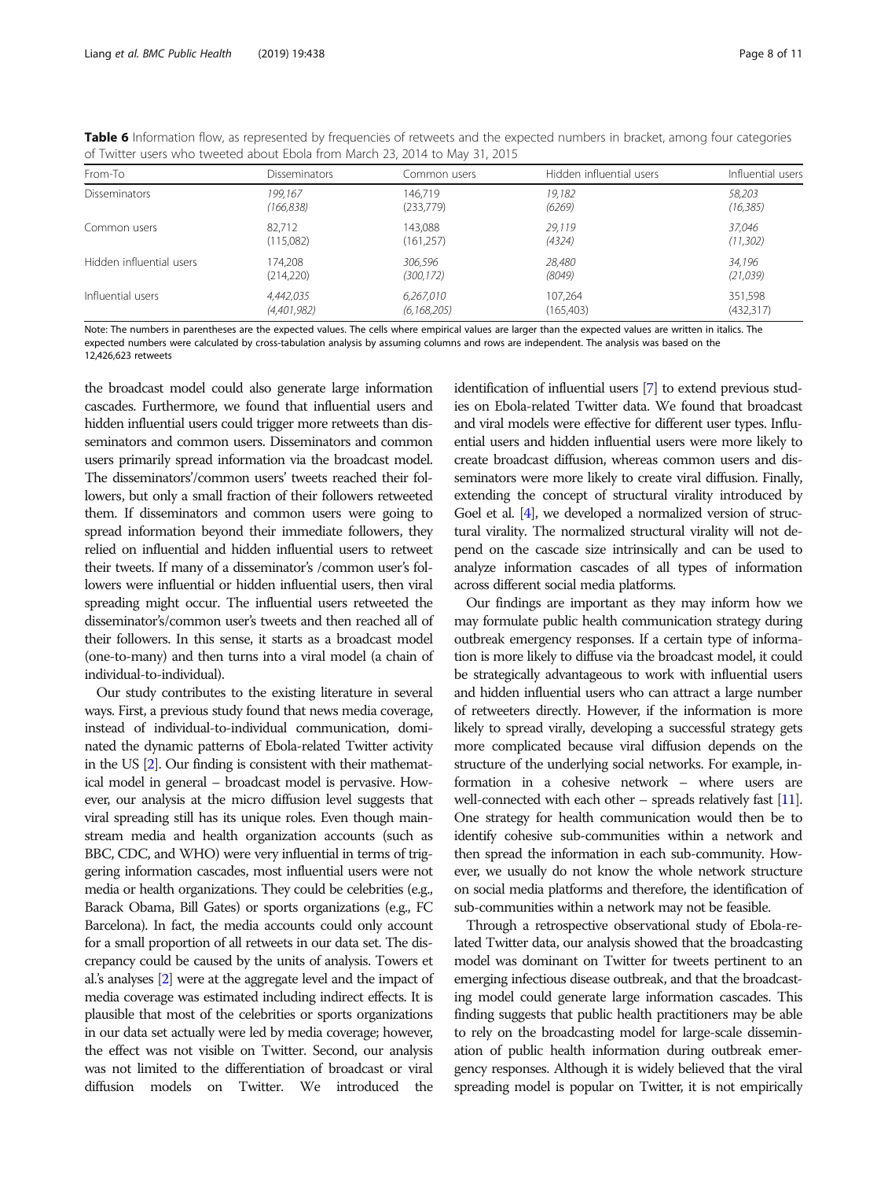**Table 6** Information flow, as represented by frequencies of retweets and the expected numbers in bracket, among four categories of Twitter users who tweeted about Ebola from March 23, 2014 to May 31, 2015

| From-To | Disseminators | Common users | Hidden influential users | Influential users |
|---|---|---|---|---|
| Disseminators | *199,167* *(166,838)* | 146,719 (233,779) | *19,182* *(6269)* | *58,203* *(16,385)* |
| Common users | 82,712 (115,082) | 143,088 (161,257) | *29,119* *(4324)* | *37,046* *(11,302)* |
| Hidden influential users | 174,208 (214,220) | *306,596* *(300,172)* | *28,480* *(8049)* | *34,196* *(21,039)* |
| Influential users | *4,442,035* *(4,401,982)* | *6,267,010* *(6,168,205)* | 107,264 (165,403) | 351,598 (432,317) |

Note: The numbers in parentheses are the expected values. The cells where empirical values are larger than the expected values are written in italics. The expected numbers were calculated by cross-tabulation analysis by assuming columns and rows are independent. The analysis was based on the 12,426,623 retweets

the broadcast model could also generate large information cascades. Furthermore, we found that influential users and hidden influential users could trigger more retweets than disseminators and common users. Disseminators and common users primarily spread information via the broadcast model. The disseminators'/common users' tweets reached their followers, but only a small fraction of their followers retweeted them. If disseminators and common users were going to spread information beyond their immediate followers, they relied on influential and hidden influential users to retweet their tweets. If many of a disseminator's /common user's followers were influential or hidden influential users, then viral spreading might occur. The influential users retweeted the disseminator's/common user's tweets and then reached all of their followers. In this sense, it starts as a broadcast model (one-to-many) and then turns into a viral model (a chain of individual-to-individual).

Our study contributes to the existing literature in several ways. First, a previous study found that news media coverage, instead of individual-to-individual communication, dominated the dynamic patterns of Ebola-related Twitter activity in the US [2]. Our finding is consistent with their mathematical model in general – broadcast model is pervasive. However, our analysis at the micro diffusion level suggests that viral spreading still has its unique roles. Even though mainstream media and health organization accounts (such as BBC, CDC, and WHO) were very influential in terms of triggering information cascades, most influential users were not media or health organizations. They could be celebrities (e.g., Barack Obama, Bill Gates) or sports organizations (e.g., FC Barcelona). In fact, the media accounts could only account for a small proportion of all retweets in our data set. The discrepancy could be caused by the units of analysis. Towers et al.'s analyses [2] were at the aggregate level and the impact of media coverage was estimated including indirect effects. It is plausible that most of the celebrities or sports organizations in our data set actually were led by media coverage; however, the effect was not visible on Twitter. Second, our analysis was not limited to the differentiation of broadcast or viral diffusion models on Twitter. We introduced the identification of influential users [7] to extend previous studies on Ebola-related Twitter data. We found that broadcast and viral models were effective for different user types. Influential users and hidden influential users were more likely to create broadcast diffusion, whereas common users and disseminators were more likely to create viral diffusion. Finally, extending the concept of structural virality introduced by Goel et al. [4], we developed a normalized version of structural virality. The normalized structural virality will not depend on the cascade size intrinsically and can be used to analyze information cascades of all types of information across different social media platforms.

Our findings are important as they may inform how we may formulate public health communication strategy during outbreak emergency responses. If a certain type of information is more likely to diffuse via the broadcast model, it could be strategically advantageous to work with influential users and hidden influential users who can attract a large number of retweeters directly. However, if the information is more likely to spread virally, developing a successful strategy gets more complicated because viral diffusion depends on the structure of the underlying social networks. For example, information in a cohesive network – where users are well-connected with each other – spreads relatively fast [11]. One strategy for health communication would then be to identify cohesive sub-communities within a network and then spread the information in each sub-community. However, we usually do not know the whole network structure on social media platforms and therefore, the identification of sub-communities within a network may not be feasible.

Through a retrospective observational study of Ebola-related Twitter data, our analysis showed that the broadcasting model was dominant on Twitter for tweets pertinent to an emerging infectious disease outbreak, and that the broadcasting model could generate large information cascades. This finding suggests that public health practitioners may be able to rely on the broadcasting model for large-scale dissemination of public health information during outbreak emergency responses. Although it is widely believed that the viral spreading model is popular on Twitter, it is not empirically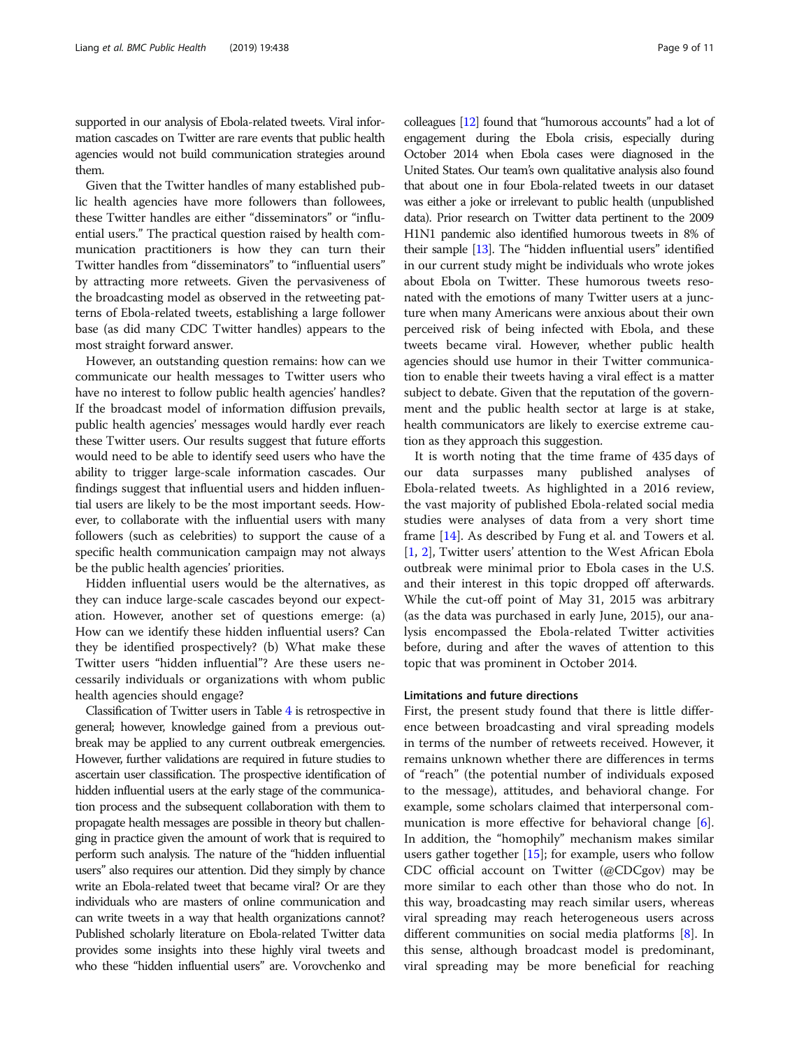supported in our analysis of Ebola-related tweets. Viral information cascades on Twitter are rare events that public health agencies would not build communication strategies around them.

Given that the Twitter handles of many established public health agencies have more followers than followees, these Twitter handles are either "disseminators" or "influential users." The practical question raised by health communication practitioners is how they can turn their Twitter handles from "disseminators" to "influential users" by attracting more retweets. Given the pervasiveness of the broadcasting model as observed in the retweeting patterns of Ebola-related tweets, establishing a large follower base (as did many CDC Twitter handles) appears to the most straight forward answer.

However, an outstanding question remains: how can we communicate our health messages to Twitter users who have no interest to follow public health agencies' handles? If the broadcast model of information diffusion prevails, public health agencies' messages would hardly ever reach these Twitter users. Our results suggest that future efforts would need to be able to identify seed users who have the ability to trigger large-scale information cascades. Our findings suggest that influential users and hidden influential users are likely to be the most important seeds. However, to collaborate with the influential users with many followers (such as celebrities) to support the cause of a specific health communication campaign may not always be the public health agencies' priorities.

Hidden influential users would be the alternatives, as they can induce large-scale cascades beyond our expectation. However, another set of questions emerge: (a) How can we identify these hidden influential users? Can they be identified prospectively? (b) What make these Twitter users "hidden influential"? Are these users necessarily individuals or organizations with whom public health agencies should engage?

Classification of Twitter users in Table 4 is retrospective in general; however, knowledge gained from a previous outbreak may be applied to any current outbreak emergencies. However, further validations are required in future studies to ascertain user classification. The prospective identification of hidden influential users at the early stage of the communication process and the subsequent collaboration with them to propagate health messages are possible in theory but challenging in practice given the amount of work that is required to perform such analysis. The nature of the "hidden influential users" also requires our attention. Did they simply by chance write an Ebola-related tweet that became viral? Or are they individuals who are masters of online communication and can write tweets in a way that health organizations cannot? Published scholarly literature on Ebola-related Twitter data provides some insights into these highly viral tweets and who these "hidden influential users" are. Vorovchenko and colleagues [12] found that "humorous accounts" had a lot of engagement during the Ebola crisis, especially during October 2014 when Ebola cases were diagnosed in the United States. Our team's own qualitative analysis also found that about one in four Ebola-related tweets in our dataset was either a joke or irrelevant to public health (unpublished data). Prior research on Twitter data pertinent to the 2009 H1N1 pandemic also identified humorous tweets in 8% of their sample [13]. The "hidden influential users" identified in our current study might be individuals who wrote jokes about Ebola on Twitter. These humorous tweets resonated with the emotions of many Twitter users at a juncture when many Americans were anxious about their own perceived risk of being infected with Ebola, and these tweets became viral. However, whether public health agencies should use humor in their Twitter communication to enable their tweets having a viral effect is a matter subject to debate. Given that the reputation of the government and the public health sector at large is at stake, health communicators are likely to exercise extreme caution as they approach this suggestion.

It is worth noting that the time frame of 435 days of our data surpasses many published analyses of Ebola-related tweets. As highlighted in a 2016 review, the vast majority of published Ebola-related social media studies were analyses of data from a very short time frame [14]. As described by Fung et al. and Towers et al. [1, 2], Twitter users' attention to the West African Ebola outbreak were minimal prior to Ebola cases in the U.S. and their interest in this topic dropped off afterwards. While the cut-off point of May 31, 2015 was arbitrary (as the data was purchased in early June, 2015), our analysis encompassed the Ebola-related Twitter activities before, during and after the waves of attention to this topic that was prominent in October 2014.

### Limitations and future directions

First, the present study found that there is little difference between broadcasting and viral spreading models in terms of the number of retweets received. However, it remains unknown whether there are differences in terms of "reach" (the potential number of individuals exposed to the message), attitudes, and behavioral change. For example, some scholars claimed that interpersonal communication is more effective for behavioral change [6]. In addition, the "homophily" mechanism makes similar users gather together [15]; for example, users who follow CDC official account on Twitter (@CDCgov) may be more similar to each other than those who do not. In this way, broadcasting may reach similar users, whereas viral spreading may reach heterogeneous users across different communities on social media platforms [8]. In this sense, although broadcast model is predominant, viral spreading may be more beneficial for reaching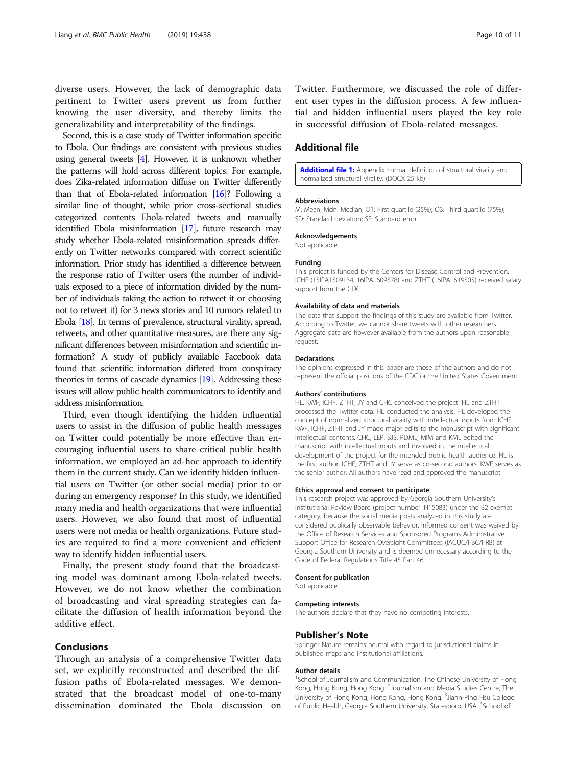diverse users. However, the lack of demographic data pertinent to Twitter users prevent us from further knowing the user diversity, and thereby limits the generalizability and interpretability of the findings.

Second, this is a case study of Twitter information specific to Ebola. Our findings are consistent with previous studies using general tweets [4]. However, it is unknown whether the patterns will hold across different topics. For example, does Zika-related information diffuse on Twitter differently than that of Ebola-related information [16]? Following a similar line of thought, while prior cross-sectional studies categorized contents Ebola-related tweets and manually identified Ebola misinformation [17], future research may study whether Ebola-related misinformation spreads differently on Twitter networks compared with correct scientific information. Prior study has identified a difference between the response ratio of Twitter users (the number of individuals exposed to a piece of information divided by the number of individuals taking the action to retweet it or choosing not to retweet it) for 3 news stories and 10 rumors related to Ebola [18]. In terms of prevalence, structural virality, spread, retweets, and other quantitative measures, are there any significant differences between misinformation and scientific information? A study of publicly available Facebook data found that scientific information differed from conspiracy theories in terms of cascade dynamics [19]. Addressing these issues will allow public health communicators to identify and address misinformation.

Third, even though identifying the hidden influential users to assist in the diffusion of public health messages on Twitter could potentially be more effective than encouraging influential users to share critical public health information, we employed an ad-hoc approach to identify them in the current study. Can we identify hidden influential users on Twitter (or other social media) prior to or during an emergency response? In this study, we identified many media and health organizations that were influential users. However, we also found that most of influential users were not media or health organizations. Future studies are required to find a more convenient and efficient way to identify hidden influential users.

Finally, the present study found that the broadcasting model was dominant among Ebola-related tweets. However, we do not know whether the combination of broadcasting and viral spreading strategies can facilitate the diffusion of health information beyond the additive effect.

## Conclusions

Through an analysis of a comprehensive Twitter data set, we explicitly reconstructed and described the diffusion paths of Ebola-related messages. We demonstrated that the broadcast model of one-to-many dissemination dominated the Ebola discussion on Twitter. Furthermore, we discussed the role of different user types in the diffusion process. A few influential and hidden influential users played the key role in successful diffusion of Ebola-related messages.

## Additional file

**Additional file 1:** Appendix Formal definition of structural virality and normalized structural virality. (DOCX 25 kb)

### Abbreviations

M: Mean; Mdn: Median; Q1: First quartile (25%); Q3: Third quartile (75%); SD: Standard deviation; SE: Standard error

### Acknowledgements

Not applicable.

### Funding

This project is funded by the Centers for Disease Control and Prevention. ICHF (15IPA1509134; 16IPA1609578) and ZTHT (16IPA1619505) received salary support from the CDC.

### Availability of data and materials

The data that support the findings of this study are available from Twitter. According to Twitter, we cannot share tweets with other researchers. Aggregate data are however available from the authors upon reasonable request.

### Declarations

The opinions expressed in this paper are those of the authors and do not represent the official positions of the CDC or the United States Government.

### Authors' contributions

HL, KWF, ICHF, ZTHT, JY and CHC conceived the project. HL and ZTHT processed the Twitter data. HL conducted the analysis. HL developed the concept of normalized structural virality with intellectual inputs from ICHF. KWF, ICHF, ZTHT and JY made major edits to the manuscript with significant intellectual contents. CHC, LEP, BJS, RDML, MIM and KML edited the manuscript with intellectual inputs and involved in the intellectual development of the project for the intended public health audience. HL is the first author. ICHF, ZTHT and JY serve as co-second authors. KWF serves as the senior author. All authors have read and approved the manuscript.

### Ethics approval and consent to participate

This research project was approved by Georgia Southern University's Institutional Review Board (project number: H15083) under the B2 exempt category, because the social media posts analyzed in this study are considered publically observable behavior. Informed consent was waived by the Office of Research Services and Sponsored Programs Administrative Support Office for Research Oversight Committees (IACUC/I BC/I RB) at Georgia Southern University and is deemed unnecessary according to the Code of Federal Regulations Title 45 Part 46.

### Consent for publication

Not applicable.

### Competing interests

The authors declare that they have no competing interests.

## Publisher's Note

Springer Nature remains neutral with regard to jurisdictional claims in published maps and institutional affiliations.

### Author details

[1]School of Journalism and Communication, The Chinese University of Hong Kong, Hong Kong, Hong Kong. [2]Journalism and Media Studies Centre, The University of Hong Kong, Hong Kong, Hong Kong. [3]Jiann-Ping Hsu College of Public Health, Georgia Southern University, Statesboro, USA. [4]School of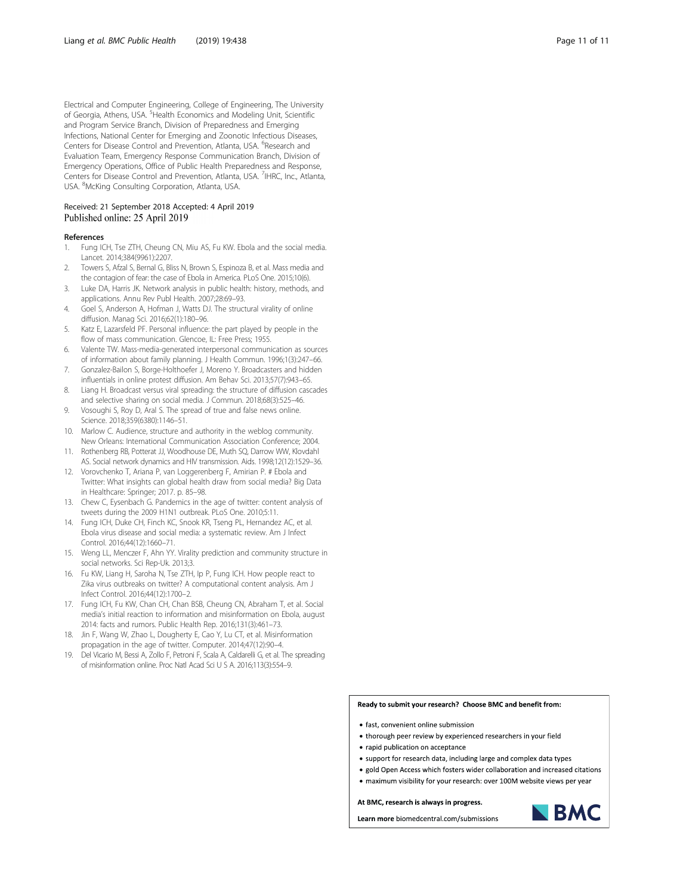Electrical and Computer Engineering, College of Engineering, The University of Georgia, Athens, USA. [5]Health Economics and Modeling Unit, Scientific and Program Service Branch, Division of Preparedness and Emerging Infections, National Center for Emerging and Zoonotic Infectious Diseases, Centers for Disease Control and Prevention, Atlanta, USA. [6]Research and Evaluation Team, Emergency Response Communication Branch, Division of Emergency Operations, Office of Public Health Preparedness and Response, Centers for Disease Control and Prevention, Atlanta, USA. [7]IHRC, Inc., Atlanta, USA. [8]McKing Consulting Corporation, Atlanta, USA.

Received: 21 September 2018 Accepted: 4 April 2019
Published online: 25 April 2019

## References

1. Fung ICH, Tse ZTH, Cheung CN, Miu AS, Fu KW. Ebola and the social media. Lancet. 2014;384(9961):2207.
2. Towers S, Afzal S, Bernal G, Bliss N, Brown S, Espinoza B, et al. Mass media and the contagion of fear: the case of Ebola in America. PLoS One. 2015;10(6).
3. Luke DA, Harris JK. Network analysis in public health: history, methods, and applications. Annu Rev Publ Health. 2007;28:69–93.
4. Goel S, Anderson A, Hofman J, Watts DJ. The structural virality of online diffusion. Manag Sci. 2016;62(1):180–96.
5. Katz E, Lazarsfeld PF. Personal influence: the part played by people in the flow of mass communication. Glencoe, IL: Free Press; 1955.
6. Valente TW. Mass-media-generated interpersonal communication as sources of information about family planning. J Health Commun. 1996;1(3):247–66.
7. Gonzalez-Bailon S, Borge-Holthoefer J, Moreno Y. Broadcasters and hidden influentials in online protest diffusion. Am Behav Sci. 2013;57(7):943–65.
8. Liang H. Broadcast versus viral spreading: the structure of diffusion cascades and selective sharing on social media. J Commun. 2018;68(3):525–46.
9. Vosoughi S, Roy D, Aral S. The spread of true and false news online. Science. 2018;359(6380):1146–51.
10. Marlow C. Audience, structure and authority in the weblog community. New Orleans: International Communication Association Conference; 2004.
11. Rothenberg RB, Potterat JJ, Woodhouse DE, Muth SQ, Darrow WW, Klovdahl AS. Social network dynamics and HIV transmission. Aids. 1998;12(12):1529–36.
12. Vorovchenko T, Ariana P, van Loggerenberg F, Amirian P. # Ebola and Twitter: What insights can global health draw from social media? Big Data in Healthcare: Springer; 2017. p. 85–98.
13. Chew C, Eysenbach G. Pandemics in the age of twitter: content analysis of tweets during the 2009 H1N1 outbreak. PLoS One. 2010;5:11.
14. Fung ICH, Duke CH, Finch KC, Snook KR, Tseng PL, Hernandez AC, et al. Ebola virus disease and social media: a systematic review. Am J Infect Control. 2016;44(12):1660–71.
15. Weng LL, Menczer F, Ahn YY. Virality prediction and community structure in social networks. Sci Rep-Uk. 2013;3.
16. Fu KW, Liang H, Saroha N, Tse ZTH, Ip P, Fung ICH. How people react to Zika virus outbreaks on twitter? A computational content analysis. Am J Infect Control. 2016;44(12):1700–2.
17. Fung ICH, Fu KW, Chan CH, Chan BSB, Cheung CN, Abraham T, et al. Social media's initial reaction to information and misinformation on Ebola, august 2014: facts and rumors. Public Health Rep. 2016;131(3):461–73.
18. Jin F, Wang W, Zhao L, Dougherty E, Cao Y, Lu CT, et al. Misinformation propagation in the age of twitter. Computer. 2014;47(12):90–4.
19. Del Vicario M, Bessi A, Zollo F, Petroni F, Scala A, Caldarelli G, et al. The spreading of misinformation online. Proc Natl Acad Sci U S A. 2016;113(3):554–9.